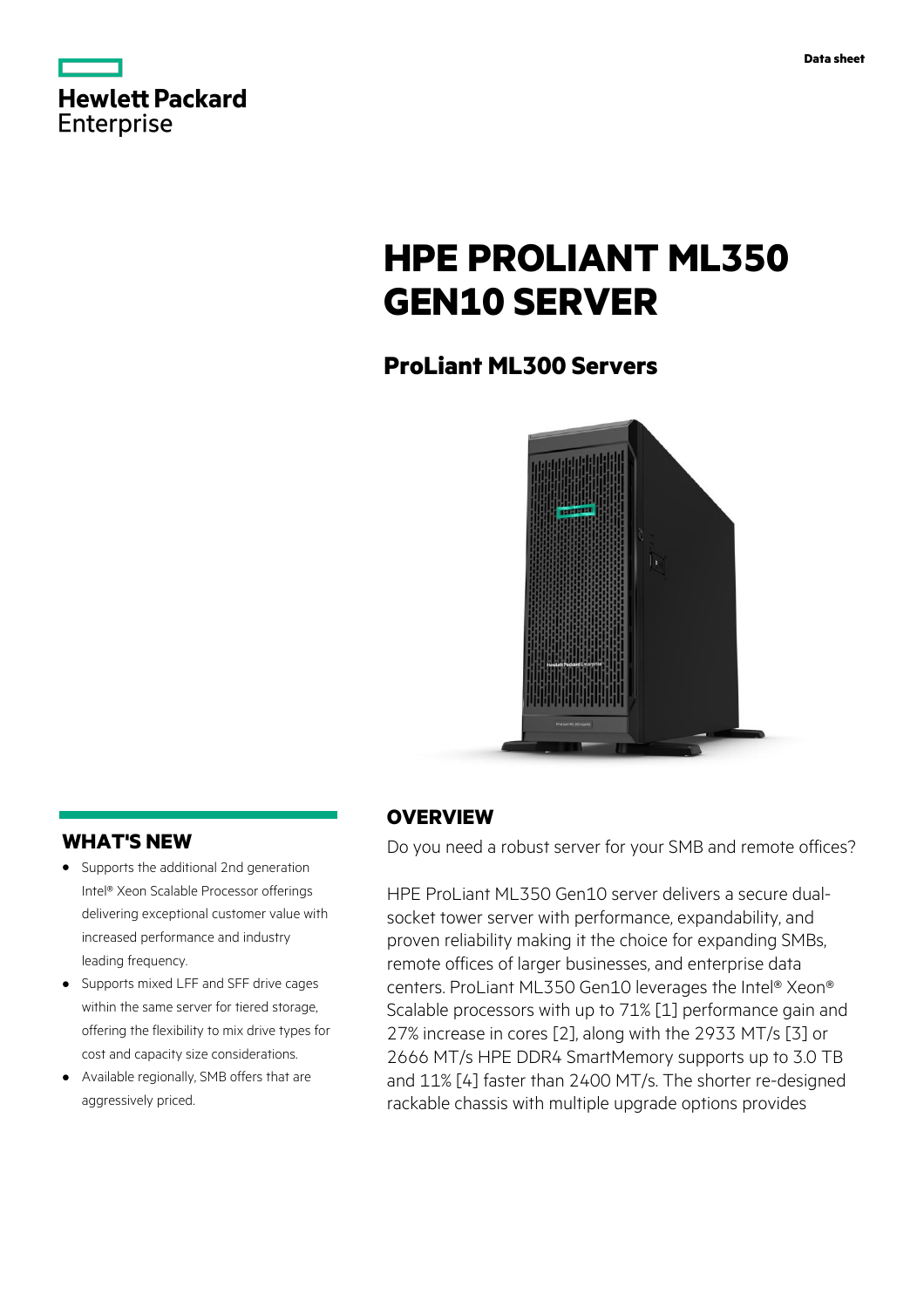Data sheet

# HPE PROLIANT ML350 GEN10 SERVER

## ProLiant ML300 Servers

## OVERVIEW

Do you need a robust server for your SMB and remote offices?

HPE ProLiant ML350 Gen10 server delivers a secure dual-socket tower server with performance, expandability, and proven reliability making it the choice for expanding SMBs, remote offices of larger businesses, and enterprise data centers. ProLiant ML350 Gen10 leverages the Intel® Xeon® Scalable processors with up to 71% [1] performance gain and 27% increase in cores [2], along with the 2933 MT/s [3] or 2666 MT/s HPE DDR4 SmartMemory supports up to 3.0 TB and 11% [4] faster than 2400 MT/s. The shorter re-designed rackable chassis with multiple upgrade options provides

## WHAT'S NEW

- Supports the additional 2nd generation Intel® Xeon Scalable Processor offerings delivering exceptional customer value with increased performance and industry leading frequency.
- Supports mixed LFF and SFF drive cages within the same server for tiered storage, offering the flexibility to mix drive types for cost and capacity size considerations.
- Available regionally, SMB offers that are aggressively priced.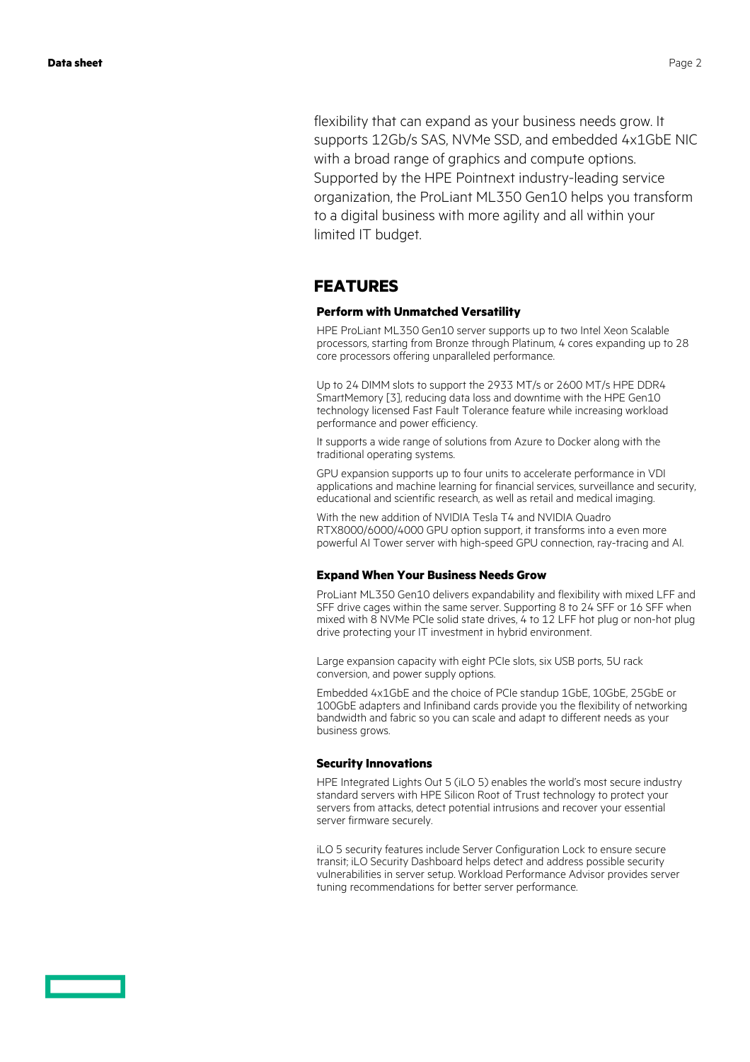flexibility that can expand as your business needs grow. It supports 12Gb/s SAS, NVMe SSD, and embedded 4x1GbE NIC with a broad range of graphics and compute options. Supported by the HPE Pointnext industry-leading service organization, the ProLiant ML350 Gen10 helps you transform to a digital business with more agility and all within your limited IT budget.

## FEATURES

### Perform with Unmatched Versatility

HPE ProLiant ML350 Gen10 server supports up to two Intel Xeon Scalable processors, starting from Bronze through Platinum, 4 cores expanding up to 28 core processors offering unparalleled performance.

Up to 24 DIMM slots to support the 2933 MT/s or 2600 MT/s HPE DDR4 SmartMemory [3], reducing data loss and downtime with the HPE Gen10 technology licensed Fast Fault Tolerance feature while increasing workload performance and power efficiency.

It supports a wide range of solutions from Azure to Docker along with the traditional operating systems.

GPU expansion supports up to four units to accelerate performance in VDI applications and machine learning for financial services, surveillance and security, educational and scientific research, as well as retail and medical imaging.

With the new addition of NVIDIA Tesla T4 and NVIDIA Quadro RTX8000/6000/4000 GPU option support, it transforms into a even more powerful AI Tower server with high-speed GPU connection, ray-tracing and AI.

### Expand When Your Business Needs Grow

ProLiant ML350 Gen10 delivers expandability and flexibility with mixed LFF and SFF drive cages within the same server. Supporting 8 to 24 SFF or 16 SFF when mixed with 8 NVMe PCIe solid state drives, 4 to 12 LFF hot plug or non-hot plug drive protecting your IT investment in hybrid environment.

Large expansion capacity with eight PCIe slots, six USB ports, 5U rack conversion, and power supply options.

Embedded 4x1GbE and the choice of PCIe standup 1GbE, 10GbE, 25GbE or 100GbE adapters and Infiniband cards provide you the flexibility of networking bandwidth and fabric so you can scale and adapt to different needs as your business grows.

### Security Innovations

HPE Integrated Lights Out 5 (iLO 5) enables the world's most secure industry standard servers with HPE Silicon Root of Trust technology to protect your servers from attacks, detect potential intrusions and recover your essential server firmware securely.

iLO 5 security features include Server Configuration Lock to ensure secure transit; iLO Security Dashboard helps detect and address possible security vulnerabilities in server setup. Workload Performance Advisor provides server tuning recommendations for better server performance.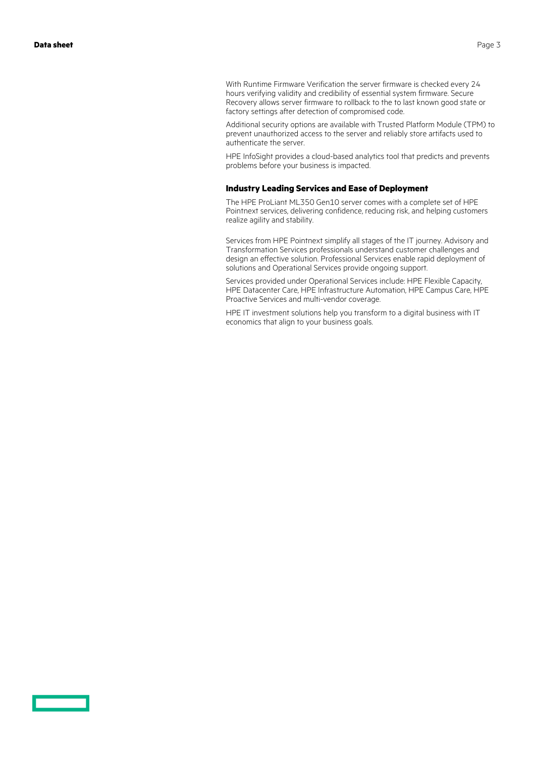With Runtime Firmware Verification the server firmware is checked every 24 hours verifying validity and credibility of essential system firmware. Secure Recovery allows server firmware to rollback to the to last known good state or factory settings after detection of compromised code.

Additional security options are available with Trusted Platform Module (TPM) to prevent unauthorized access to the server and reliably store artifacts used to authenticate the server.

HPE InfoSight provides a cloud-based analytics tool that predicts and prevents problems before your business is impacted.

### Industry Leading Services and Ease of Deployment

The HPE ProLiant ML350 Gen10 server comes with a complete set of HPE Pointnext services, delivering confidence, reducing risk, and helping customers realize agility and stability.

Services from HPE Pointnext simplify all stages of the IT journey. Advisory and Transformation Services professionals understand customer challenges and design an effective solution. Professional Services enable rapid deployment of solutions and Operational Services provide ongoing support.

Services provided under Operational Services include: HPE Flexible Capacity, HPE Datacenter Care, HPE Infrastructure Automation, HPE Campus Care, HPE Proactive Services and multi-vendor coverage.

HPE IT investment solutions help you transform to a digital business with IT economics that align to your business goals.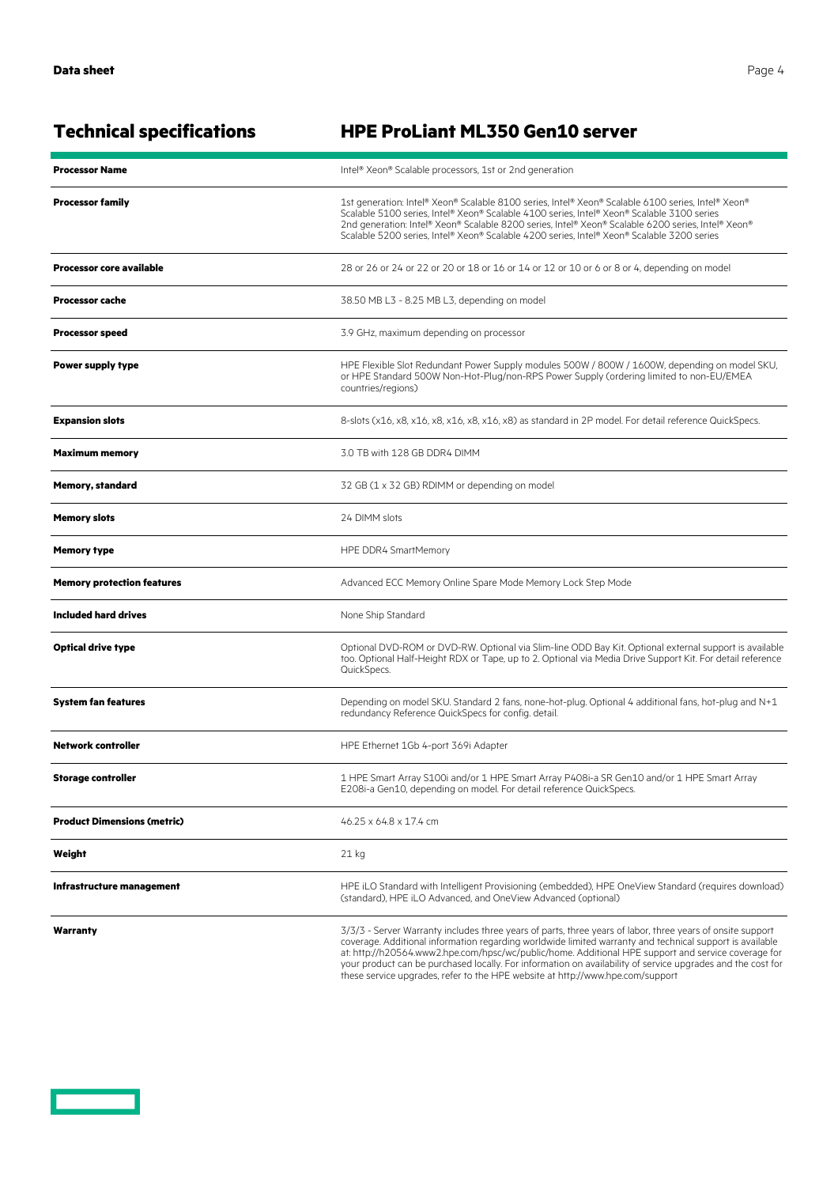## Technical specifications — HPE ProLiant ML350 Gen10 server

| | |
|---|---|
| **Processor Name** | Intel® Xeon® Scalable processors, 1st or 2nd generation |
| **Processor family** | 1st generation: Intel® Xeon® Scalable 8100 series, Intel® Xeon® Scalable 6100 series, Intel® Xeon® Scalable 5100 series, Intel® Xeon® Scalable 4100 series, Intel® Xeon® Scalable 3100 series 2nd generation: Intel® Xeon® Scalable 8200 series, Intel® Xeon® Scalable 6200 series, Intel® Xeon® Scalable 5200 series, Intel® Xeon® Scalable 4200 series, Intel® Xeon® Scalable 3200 series |
| **Processor core available** | 28 or 26 or 24 or 22 or 20 or 18 or 16 or 14 or 12 or 10 or 6 or 8 or 4, depending on model |
| **Processor cache** | 38.50 MB L3 - 8.25 MB L3, depending on model |
| **Processor speed** | 3.9 GHz, maximum depending on processor |
| **Power supply type** | HPE Flexible Slot Redundant Power Supply modules 500W / 800W / 1600W, depending on model SKU, or HPE Standard 500W Non-Hot-Plug/non-RPS Power Supply (ordering limited to non-EU/EMEA countries/regions) |
| **Expansion slots** | 8-slots (x16, x8, x16, x8, x16, x8, x16, x8) as standard in 2P model. For detail reference QuickSpecs. |
| **Maximum memory** | 3.0 TB with 128 GB DDR4 DIMM |
| **Memory, standard** | 32 GB (1 x 32 GB) RDIMM or depending on model |
| **Memory slots** | 24 DIMM slots |
| **Memory type** | HPE DDR4 SmartMemory |
| **Memory protection features** | Advanced ECC Memory Online Spare Mode Memory Lock Step Mode |
| **Included hard drives** | None Ship Standard |
| **Optical drive type** | Optional DVD-ROM or DVD-RW. Optional via Slim-line ODD Bay Kit. Optional external support is available too. Optional Half-Height RDX or Tape, up to 2. Optional via Media Drive Support Kit. For detail reference QuickSpecs. |
| **System fan features** | Depending on model SKU. Standard 2 fans, none-hot-plug. Optional 4 additional fans, hot-plug and N+1 redundancy Reference QuickSpecs for config. detail. |
| **Network controller** | HPE Ethernet 1Gb 4-port 369i Adapter |
| **Storage controller** | 1 HPE Smart Array S100i and/or 1 HPE Smart Array P408i-a SR Gen10 and/or 1 HPE Smart Array E208i-a Gen10, depending on model. For detail reference QuickSpecs. |
| **Product Dimensions (metric)** | 46.25 x 64.8 x 17.4 cm |
| **Weight** | 21 kg |
| **Infrastructure management** | HPE iLO Standard with Intelligent Provisioning (embedded), HPE OneView Standard (requires download) (standard), HPE iLO Advanced, and OneView Advanced (optional) |
| **Warranty** | 3/3/3 - Server Warranty includes three years of parts, three years of labor, three years of onsite support coverage. Additional information regarding worldwide limited warranty and technical support is available at: http://h20564.www2.hpe.com/hpsc/wc/public/home. Additional HPE support and service coverage for your product can be purchased locally. For information on availability of service upgrades and the cost for these service upgrades, refer to the HPE website at http://www.hpe.com/support |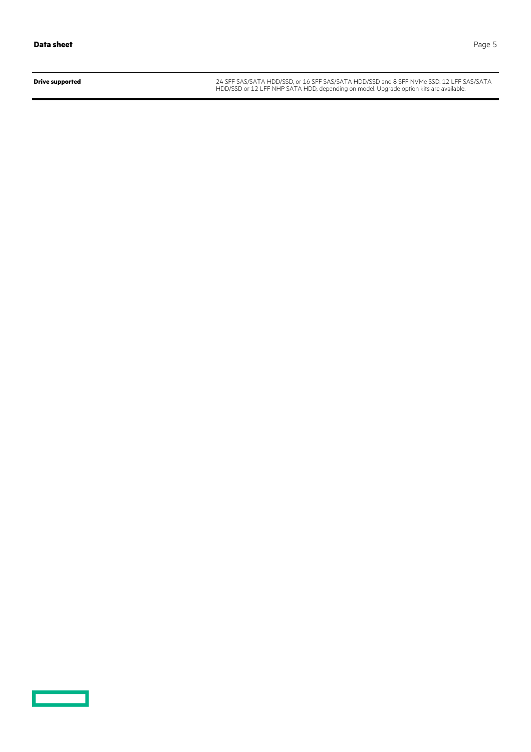| | |
|---|---|
| **Drive supported** | 24 SFF SAS/SATA HDD/SSD, or 16 SFF SAS/SATA HDD/SSD and 8 SFF NVMe SSD. 12 LFF SAS/SATA HDD/SSD or 12 LFF NHP SATA HDD, depending on model. Upgrade option kits are available. |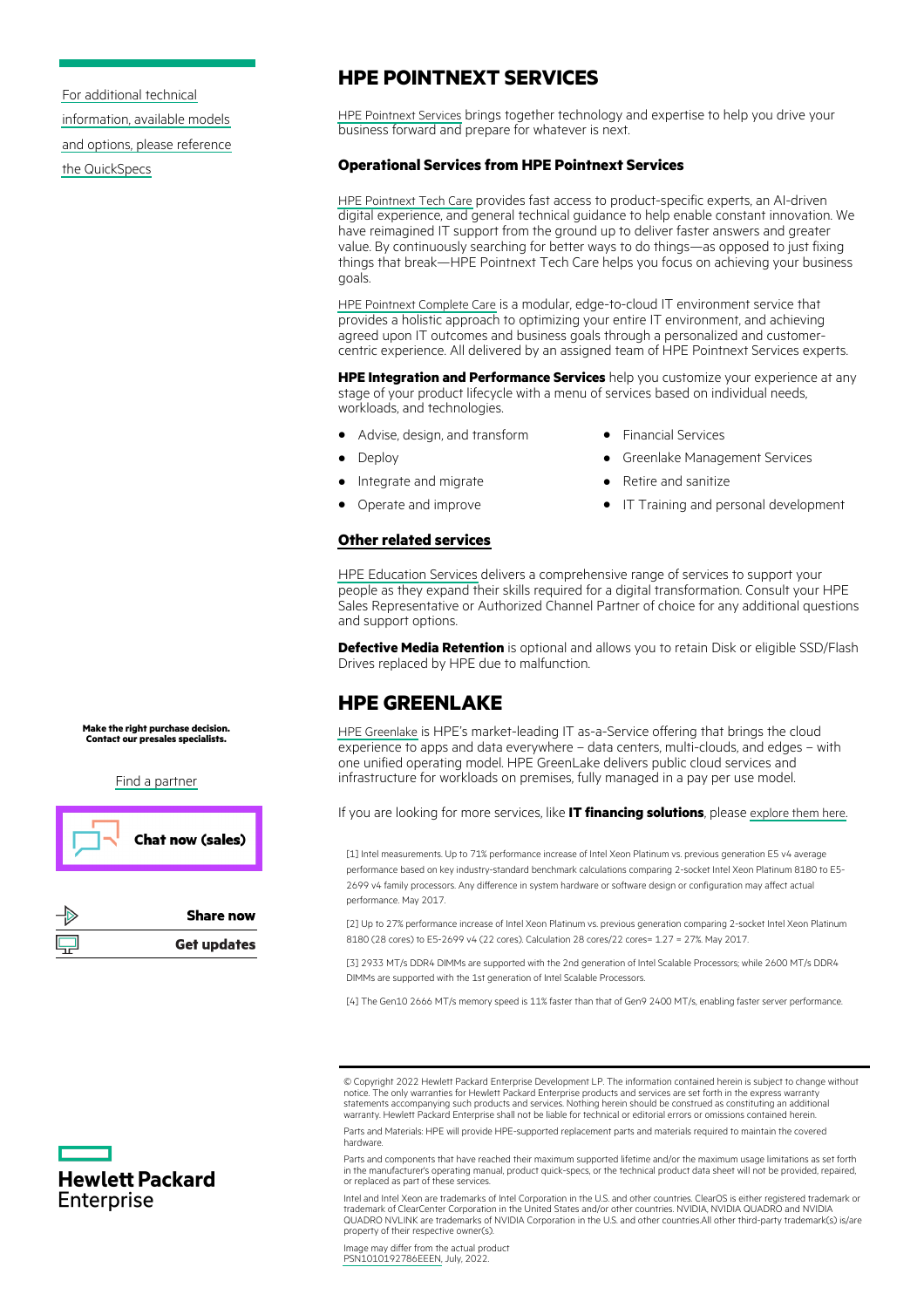For additional technical information, available models and options, please reference the QuickSpecs

## HPE POINTNEXT SERVICES

HPE Pointnext Services brings together technology and expertise to help you drive your business forward and prepare for whatever is next.

### Operational Services from HPE Pointnext Services

HPE Pointnext Tech Care provides fast access to product-specific experts, an AI-driven digital experience, and general technical guidance to help enable constant innovation. We have reimagined IT support from the ground up to deliver faster answers and greater value. By continuously searching for better ways to do things—as opposed to just fixing things that break—HPE Pointnext Tech Care helps you focus on achieving your business goals.

HPE Pointnext Complete Care is a modular, edge-to-cloud IT environment service that provides a holistic approach to optimizing your entire IT environment, and achieving agreed upon IT outcomes and business goals through a personalized and customer-centric experience. All delivered by an assigned team of HPE Pointnext Services experts.

**HPE Integration and Performance Services** help you customize your experience at any stage of your product lifecycle with a menu of services based on individual needs, workloads, and technologies.

- Advise, design, and transform
- Deploy
- Integrate and migrate
- Operate and improve
- Financial Services
- Greenlake Management Services
- Retire and sanitize
- IT Training and personal development

### Other related services

HPE Education Services delivers a comprehensive range of services to support your people as they expand their skills required for a digital transformation. Consult your HPE Sales Representative or Authorized Channel Partner of choice for any additional questions and support options.

**Defective Media Retention** is optional and allows you to retain Disk or eligible SSD/Flash Drives replaced by HPE due to malfunction.

## HPE GREENLAKE

HPE Greenlake is HPE's market-leading IT as-a-Service offering that brings the cloud experience to apps and data everywhere – data centers, multi-clouds, and edges – with one unified operating model. HPE GreenLake delivers public cloud services and infrastructure for workloads on premises, fully managed in a pay per use model.

If you are looking for more services, like **IT financing solutions**, please explore them here.

[1] Intel measurements. Up to 71% performance increase of Intel Xeon Platinum vs. previous generation E5 v4 average performance based on key industry-standard benchmark calculations comparing 2-socket Intel Xeon Platinum 8180 to E5-2699 v4 family processors. Any difference in system hardware or software design or configuration may affect actual performance. May 2017.

[2] Up to 27% performance increase of Intel Xeon Platinum vs. previous generation comparing 2-socket Intel Xeon Platinum 8180 (28 cores) to E5-2699 v4 (22 cores). Calculation 28 cores/22 cores= 1.27 = 27%. May 2017.

[3] 2933 MT/s DDR4 DIMMs are supported with the 2nd generation of Intel Scalable Processors; while 2600 MT/s DDR4 DIMMs are supported with the 1st generation of Intel Scalable Processors.

[4] The Gen10 2666 MT/s memory speed is 11% faster than that of Gen9 2400 MT/s, enabling faster server performance.

**Make the right purchase decision. Contact our presales specialists.**

Find a partner

**Chat now (sales)**

**Share now**

**Get updates**

© Copyright 2022 Hewlett Packard Enterprise Development LP. The information contained herein is subject to change without notice. The only warranties for Hewlett Packard Enterprise products and services are set forth in the express warranty statements accompanying such products and services. Nothing herein should be construed as constituting an additional warranty. Hewlett Packard Enterprise shall not be liable for technical or editorial errors or omissions contained herein.

Parts and Materials: HPE will provide HPE-supported replacement parts and materials required to maintain the covered hardware.

Parts and components that have reached their maximum supported lifetime and/or the maximum usage limitations as set forth in the manufacturer's operating manual, product quick-specs, or the technical product data sheet will not be provided, repaired, or replaced as part of these services.

Intel and Intel Xeon are trademarks of Intel Corporation in the U.S. and other countries. ClearOS is either registered trademark or trademark of ClearCenter Corporation in the United States and/or other countries. NVIDIA, NVIDIA QUADRO and NVIDIA QUADRO NVLINK are trademarks of NVIDIA Corporation in the U.S. and other countries.All other third-party trademark(s) is/are property of their respective owner(s).

Image may differ from the actual product
PSN1010192786EEEN, July, 2022.

**Hewlett Packard Enterprise**